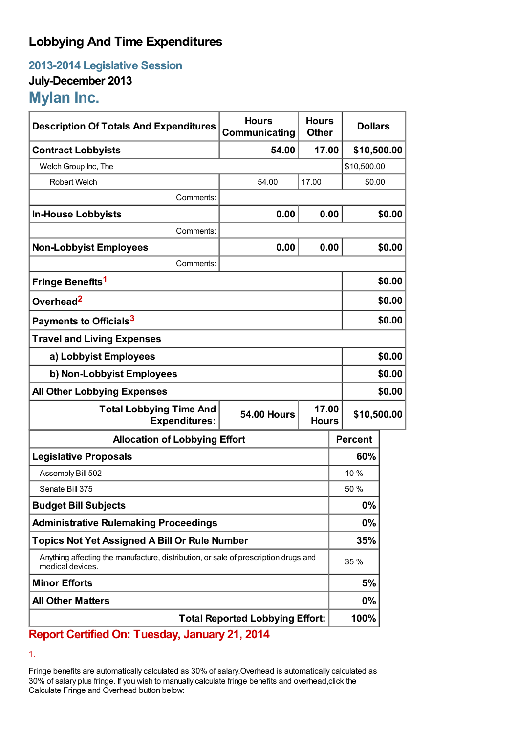# Lobbying And Time Expenditures

## 2013-2014 Legislative Session

### July-December 2013

## Mylan Inc.

| Description Of Totals And Expenditures | Hours Communicating | Hours Other | Dollars |
|---|---|---|---|
| **Contract Lobbyists** | **54.00** | **17.00** | **$10,500.00** |
| Welch Group Inc, The | | | $10,500.00 |
| Robert Welch | 54.00 | 17.00 | $0.00 |
| Comments: | | | |
| **In-House Lobbyists** | **0.00** | **0.00** | **$0.00** |
| Comments: | | | |
| **Non-Lobbyist Employees** | **0.00** | **0.00** | **$0.00** |
| Comments: | | | |
| **Fringe Benefits**[1] | | | **$0.00** |
| **Overhead**[2] | | | **$0.00** |
| **Payments to Officials**[3] | | | **$0.00** |
| **Travel and Living Expenses** | | | |
| **a) Lobbyist Employees** | | | **$0.00** |
| **b) Non-Lobbyist Employees** | | | **$0.00** |
| **All Other Lobbying Expenses** | | | **$0.00** |
| **Total Lobbying Time And Expenditures:** | **54.00 Hours** | **17.00 Hours** | **$10,500.00** |

| Allocation of Lobbying Effort | Percent |
|---|---|
| **Legislative Proposals** | **60%** |
| Assembly Bill 502 | 10 % |
| Senate Bill 375 | 50 % |
| **Budget Bill Subjects** | **0%** |
| **Administrative Rulemaking Proceedings** | **0%** |
| **Topics Not Yet Assigned A Bill Or Rule Number** | **35%** |
| Anything affecting the manufacture, distribution, or sale of prescription drugs and medical devices. | 35 % |
| **Minor Efforts** | **5%** |
| **All Other Matters** | **0%** |
| **Total Reported Lobbying Effort:** | **100%** |

**Report Certified On: Tuesday, January 21, 2014**

1.

Fringe benefits are automatically calculated as 30% of salary.Overhead is automatically calculated as 30% of salary plus fringe. If you wish to manually calculate fringe benefits and overhead,click the Calculate Fringe and Overhead button below: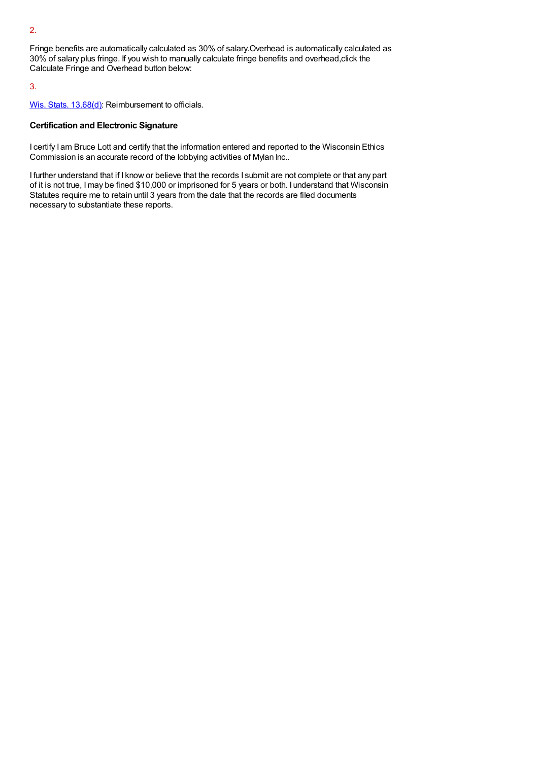2.

Fringe benefits are automatically calculated as 30% of salary.Overhead is automatically calculated as 30% of salary plus fringe. If you wish to manually calculate fringe benefits and overhead,click the Calculate Fringe and Overhead button below:

3.

[Wis. Stats. 13.68(d)](): Reimbursement to officials.

**Certification and Electronic Signature**

I certify I am Bruce Lott and certify that the information entered and reported to the Wisconsin Ethics Commission is an accurate record of the lobbying activities of Mylan Inc..

I further understand that if I know or believe that the records I submit are not complete or that any part of it is not true, I may be fined $10,000 or imprisoned for 5 years or both. I understand that Wisconsin Statutes require me to retain until 3 years from the date that the records are filed documents necessary to substantiate these reports.